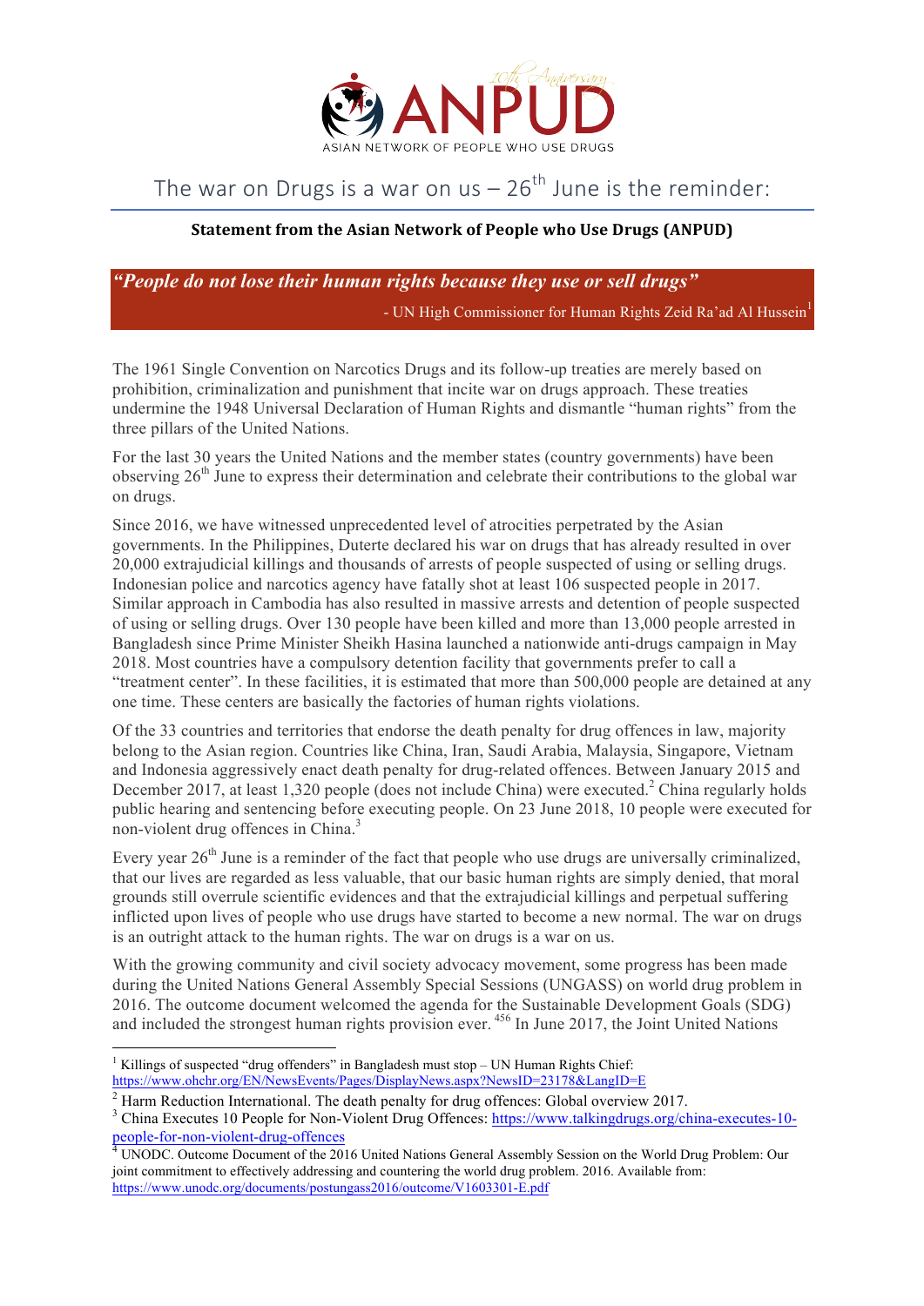ANPUD

ASIAN NETWORK OF PEOPLE WHO USE DRUGS

# The war on Drugs is a war on us – 26th June is the reminder:

**Statement from the Asian Network of People who Use Drugs (ANPUD)**

> ***"People do not lose their human rights because they use or sell drugs"***
>
> \- UN High Commissioner for Human Rights Zeid Ra'ad Al Hussein[1]

The 1961 Single Convention on Narcotics Drugs and its follow-up treaties are merely based on prohibition, criminalization and punishment that incite war on drugs approach. These treaties undermine the 1948 Universal Declaration of Human Rights and dismantle "human rights" from the three pillars of the United Nations.

For the last 30 years the United Nations and the member states (country governments) have been observing 26th June to express their determination and celebrate their contributions to the global war on drugs.

Since 2016, we have witnessed unprecedented level of atrocities perpetrated by the Asian governments. In the Philippines, Duterte declared his war on drugs that has already resulted in over 20,000 extrajudicial killings and thousands of arrests of people suspected of using or selling drugs. Indonesian police and narcotics agency have fatally shot at least 106 suspected people in 2017. Similar approach in Cambodia has also resulted in massive arrests and detention of people suspected of using or selling drugs. Over 130 people have been killed and more than 13,000 people arrested in Bangladesh since Prime Minister Sheikh Hasina launched a nationwide anti-drugs campaign in May 2018. Most countries have a compulsory detention facility that governments prefer to call a "treatment center". In these facilities, it is estimated that more than 500,000 people are detained at any one time. These centers are basically the factories of human rights violations.

Of the 33 countries and territories that endorse the death penalty for drug offences in law, majority belong to the Asian region. Countries like China, Iran, Saudi Arabia, Malaysia, Singapore, Vietnam and Indonesia aggressively enact death penalty for drug-related offences. Between January 2015 and December 2017, at least 1,320 people (does not include China) were executed.[2] China regularly holds public hearing and sentencing before executing people. On 23 June 2018, 10 people were executed for non-violent drug offences in China.[3]

Every year 26th June is a reminder of the fact that people who use drugs are universally criminalized, that our lives are regarded as less valuable, that our basic human rights are simply denied, that moral grounds still overrule scientific evidences and that the extrajudicial killings and perpetual suffering inflicted upon lives of people who use drugs have started to become a new normal. The war on drugs is an outright attack to the human rights. The war on drugs is a war on us.

With the growing community and civil society advocacy movement, some progress has been made during the United Nations General Assembly Special Sessions (UNGASS) on world drug problem in 2016. The outcome document welcomed the agenda for the Sustainable Development Goals (SDG) and included the strongest human rights provision ever.[4,5,6] In June 2017, the Joint United Nations

---

[1] Killings of suspected "drug offenders" in Bangladesh must stop – UN Human Rights Chief: https://www.ohchr.org/EN/NewsEvents/Pages/DisplayNews.aspx?NewsID=23178&LangID=E

[2] Harm Reduction International. The death penalty for drug offences: Global overview 2017.

[3] China Executes 10 People for Non-Violent Drug Offences: https://www.talkingdrugs.org/china-executes-10-people-for-non-violent-drug-offences

[4] UNODC. Outcome Document of the 2016 United Nations General Assembly Session on the World Drug Problem: Our joint commitment to effectively addressing and countering the world drug problem. 2016. Available from: https://www.unodc.org/documents/postungass2016/outcome/V1603301-E.pdf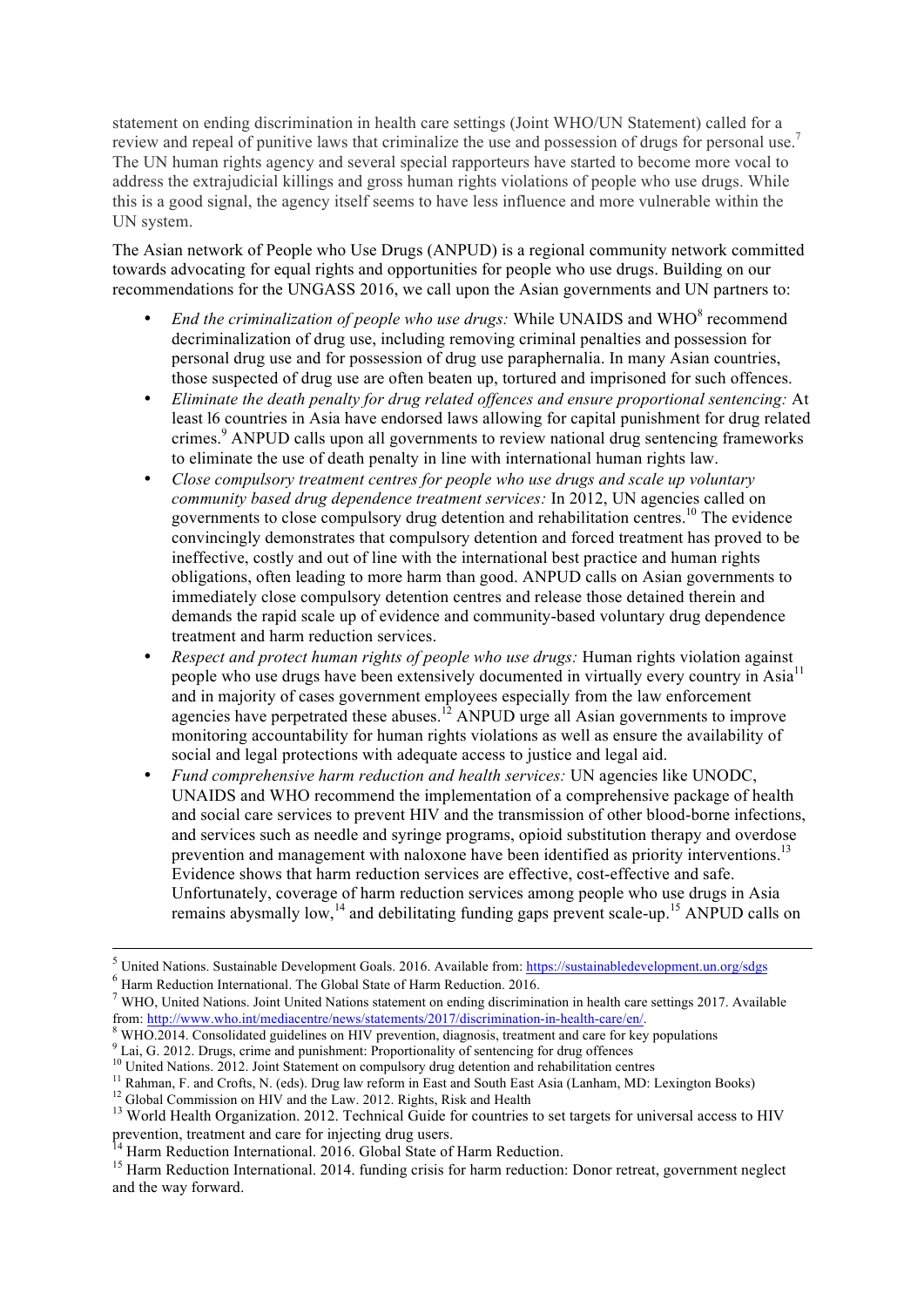statement on ending discrimination in health care settings (Joint WHO/UN Statement) called for a review and repeal of punitive laws that criminalize the use and possession of drugs for personal use.[7] The UN human rights agency and several special rapporteurs have started to become more vocal to address the extrajudicial killings and gross human rights violations of people who use drugs. While this is a good signal, the agency itself seems to have less influence and more vulnerable within the UN system.

The Asian network of People who Use Drugs (ANPUD) is a regional community network committed towards advocating for equal rights and opportunities for people who use drugs. Building on our recommendations for the UNGASS 2016, we call upon the Asian governments and UN partners to:

- *End the criminalization of people who use drugs:* While UNAIDS and WHO[8] recommend decriminalization of drug use, including removing criminal penalties and possession for personal drug use and for possession of drug use paraphernalia. In many Asian countries, those suspected of drug use are often beaten up, tortured and imprisoned for such offences.
- *Eliminate the death penalty for drug related offences and ensure proportional sentencing:* At least l6 countries in Asia have endorsed laws allowing for capital punishment for drug related crimes.[9] ANPUD calls upon all governments to review national drug sentencing frameworks to eliminate the use of death penalty in line with international human rights law.
- *Close compulsory treatment centres for people who use drugs and scale up voluntary community based drug dependence treatment services:* In 2012, UN agencies called on governments to close compulsory drug detention and rehabilitation centres.[10] The evidence convincingly demonstrates that compulsory detention and forced treatment has proved to be ineffective, costly and out of line with the international best practice and human rights obligations, often leading to more harm than good. ANPUD calls on Asian governments to immediately close compulsory detention centres and release those detained therein and demands the rapid scale up of evidence and community-based voluntary drug dependence treatment and harm reduction services.
- *Respect and protect human rights of people who use drugs:* Human rights violation against people who use drugs have been extensively documented in virtually every country in Asia[11] and in majority of cases government employees especially from the law enforcement agencies have perpetrated these abuses.[12] ANPUD urge all Asian governments to improve monitoring accountability for human rights violations as well as ensure the availability of social and legal protections with adequate access to justice and legal aid.
- *Fund comprehensive harm reduction and health services:* UN agencies like UNODC, UNAIDS and WHO recommend the implementation of a comprehensive package of health and social care services to prevent HIV and the transmission of other blood-borne infections, and services such as needle and syringe programs, opioid substitution therapy and overdose prevention and management with naloxone have been identified as priority interventions.[13] Evidence shows that harm reduction services are effective, cost-effective and safe. Unfortunately, coverage of harm reduction services among people who use drugs in Asia remains abysmally low,[14] and debilitating funding gaps prevent scale-up.[15] ANPUD calls on

---

[5] United Nations. Sustainable Development Goals. 2016. Available from: https://sustainabledevelopment.un.org/sdgs

[6] Harm Reduction International. The Global State of Harm Reduction. 2016.

[7] WHO, United Nations. Joint United Nations statement on ending discrimination in health care settings 2017. Available from: http://www.who.int/mediacentre/news/statements/2017/discrimination-in-health-care/en/.

[8] WHO.2014. Consolidated guidelines on HIV prevention, diagnosis, treatment and care for key populations

[9] Lai, G. 2012. Drugs, crime and punishment: Proportionality of sentencing for drug offences

[10] United Nations. 2012. Joint Statement on compulsory drug detention and rehabilitation centres

[11] Rahman, F. and Crofts, N. (eds). Drug law reform in East and South East Asia (Lanham, MD: Lexington Books)

[12] Global Commission on HIV and the Law. 2012. Rights, Risk and Health

[13] World Health Organization. 2012. Technical Guide for countries to set targets for universal access to HIV prevention, treatment and care for injecting drug users.

[14] Harm Reduction International. 2016. Global State of Harm Reduction.

[15] Harm Reduction International. 2014. funding crisis for harm reduction: Donor retreat, government neglect and the way forward.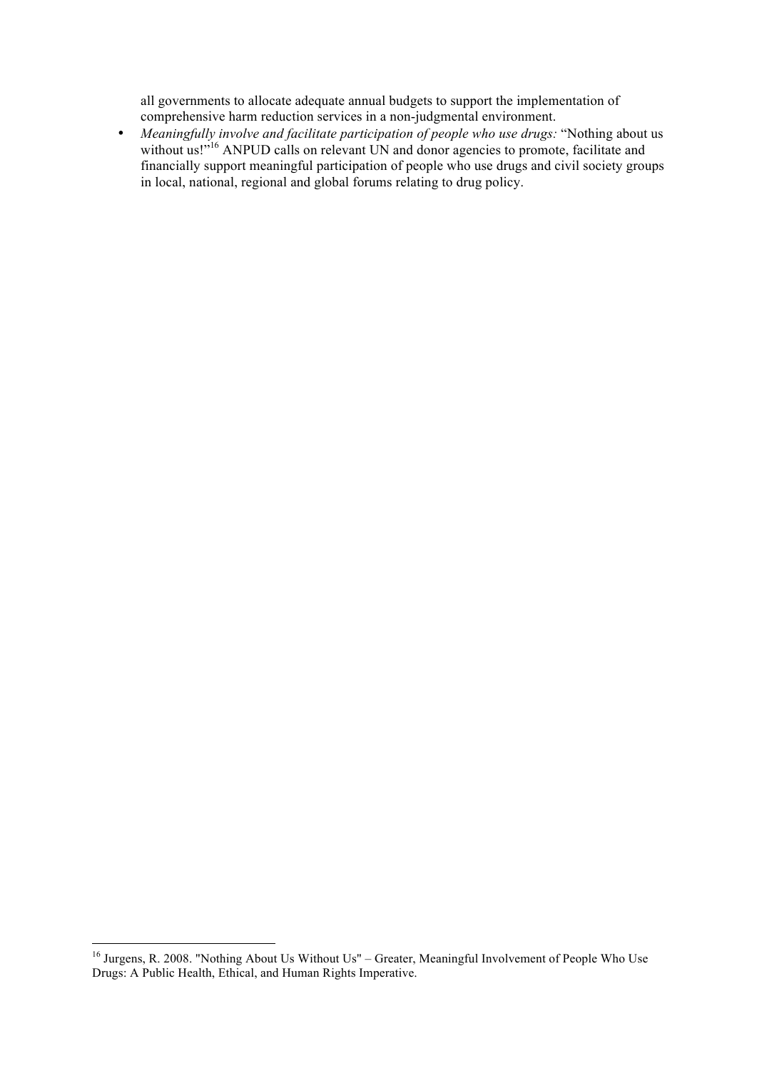all governments to allocate adequate annual budgets to support the implementation of comprehensive harm reduction services in a non-judgmental environment.

- *Meaningfully involve and facilitate participation of people who use drugs:* "Nothing about us without us!"[16] ANPUD calls on relevant UN and donor agencies to promote, facilitate and financially support meaningful participation of people who use drugs and civil society groups in local, national, regional and global forums relating to drug policy.

---

[16] Jurgens, R. 2008. "Nothing About Us Without Us" – Greater, Meaningful Involvement of People Who Use Drugs: A Public Health, Ethical, and Human Rights Imperative.